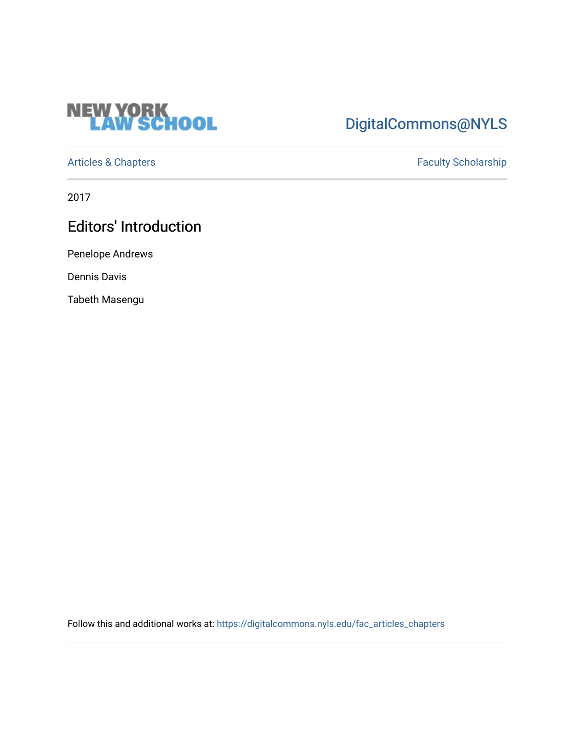NEW YORK LAW SCHOOL

DigitalCommons@NYLS

Articles & Chapters

Faculty Scholarship

2017

# Editors' Introduction

Penelope Andrews

Dennis Davis

Tabeth Masengu

Follow this and additional works at: https://digitalcommons.nyls.edu/fac_articles_chapters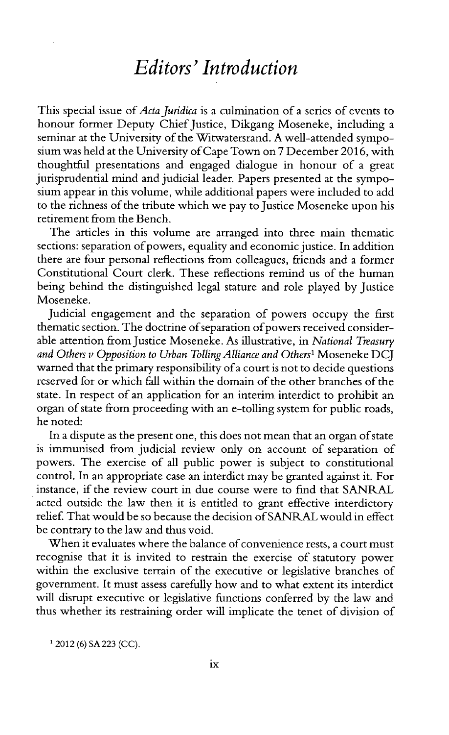# *Editors' Introduction*

This special issue of *Acta Juridica* is a culmination of a series of events to honour former Deputy Chief Justice, Dikgang Moseneke, including a seminar at the University of the Witwatersrand. A well-attended symposium was held at the University of Cape Town on 7 December 2016, with thoughtful presentations and engaged dialogue in honour of a great jurisprudential mind and judicial leader. Papers presented at the symposium appear in this volume, while additional papers were included to add to the richness of the tribute which we pay to Justice Moseneke upon his retirement from the Bench.

The articles in this volume are arranged into three main thematic sections: separation of powers, equality and economic justice. In addition there are four personal reflections from colleagues, friends and a former Constitutional Court clerk. These reflections remind us of the human being behind the distinguished legal stature and role played by Justice Moseneke.

Judicial engagement and the separation of powers occupy the first thematic section. The doctrine of separation of powers received considerable attention from Justice Moseneke. As illustrative, in *National Treasury and Others v Opposition to Urban Tolling Alliance and Others*[1] Moseneke DCJ warned that the primary responsibility of a court is not to decide questions reserved for or which fall within the domain of the other branches of the state. In respect of an application for an interim interdict to prohibit an organ of state from proceeding with an e-tolling system for public roads, he noted:

> In a dispute as the present one, this does not mean that an organ of state is immunised from judicial review only on account of separation of powers. The exercise of all public power is subject to constitutional control. In an appropriate case an interdict may be granted against it. For instance, if the review court in due course were to find that SANRAL acted outside the law then it is entitled to grant effective interdictory relief. That would be so because the decision of SANRAL would in effect be contrary to the law and thus void.
>
> When it evaluates where the balance of convenience rests, a court must recognise that it is invited to restrain the exercise of statutory power within the exclusive terrain of the executive or legislative branches of government. It must assess carefully how and to what extent its interdict will disrupt executive or legislative functions conferred by the law and thus whether its restraining order will implicate the tenet of division of

[1] 2012 (6) SA 223 (CC).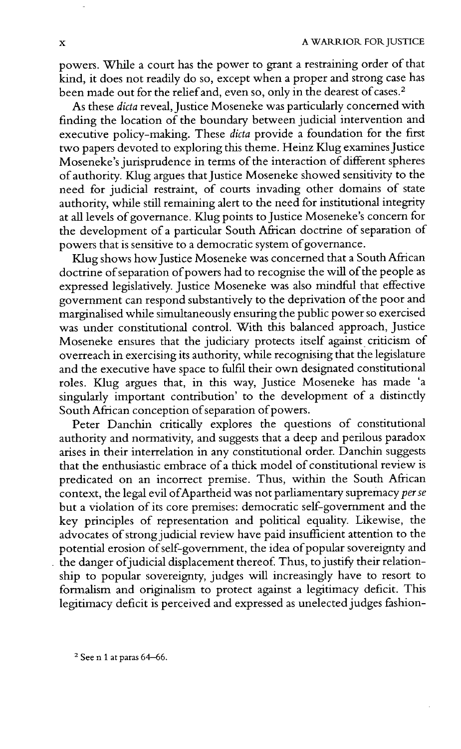powers. While a court has the power to grant a restraining order of that kind, it does not readily do so, except when a proper and strong case has been made out for the relief and, even so, only in the clearest of cases.[2]

As these *dicta* reveal, Justice Moseneke was particularly concerned with finding the location of the boundary between judicial intervention and executive policy-making. These *dicta* provide a foundation for the first two papers devoted to exploring this theme. Heinz Klug examines Justice Moseneke's jurisprudence in terms of the interaction of different spheres of authority. Klug argues that Justice Moseneke showed sensitivity to the need for judicial restraint, of courts invading other domains of state authority, while still remaining alert to the need for institutional integrity at all levels of governance. Klug points to Justice Moseneke's concern for the development of a particular South African doctrine of separation of powers that is sensitive to a democratic system of governance.

Klug shows how Justice Moseneke was concerned that a South African doctrine of separation of powers had to recognise the will of the people as expressed legislatively. Justice Moseneke was also mindful that effective government can respond substantively to the deprivation of the poor and marginalised while simultaneously ensuring the public power so exercised was under constitutional control. With this balanced approach, Justice Moseneke ensures that the judiciary protects itself against criticism of overreach in exercising its authority, while recognising that the legislature and the executive have space to fulfil their own designated constitutional roles. Klug argues that, in this way, Justice Moseneke has made 'a singularly important contribution' to the development of a distinctly South African conception of separation of powers.

Peter Danchin critically explores the questions of constitutional authority and normativity, and suggests that a deep and perilous paradox arises in their interrelation in any constitutional order. Danchin suggests that the enthusiastic embrace of a thick model of constitutional review is predicated on an incorrect premise. Thus, within the South African context, the legal evil of Apartheid was not parliamentary supremacy *per se* but a violation of its core premises: democratic self-government and the key principles of representation and political equality. Likewise, the advocates of strong judicial review have paid insufficient attention to the potential erosion of self-government, the idea of popular sovereignty and the danger of judicial displacement thereof. Thus, to justify their relationship to popular sovereignty, judges will increasingly have to resort to formalism and originalism to protect against a legitimacy deficit. This legitimacy deficit is perceived and expressed as unelected judges fashion-

[2] See n 1 at paras 64–66.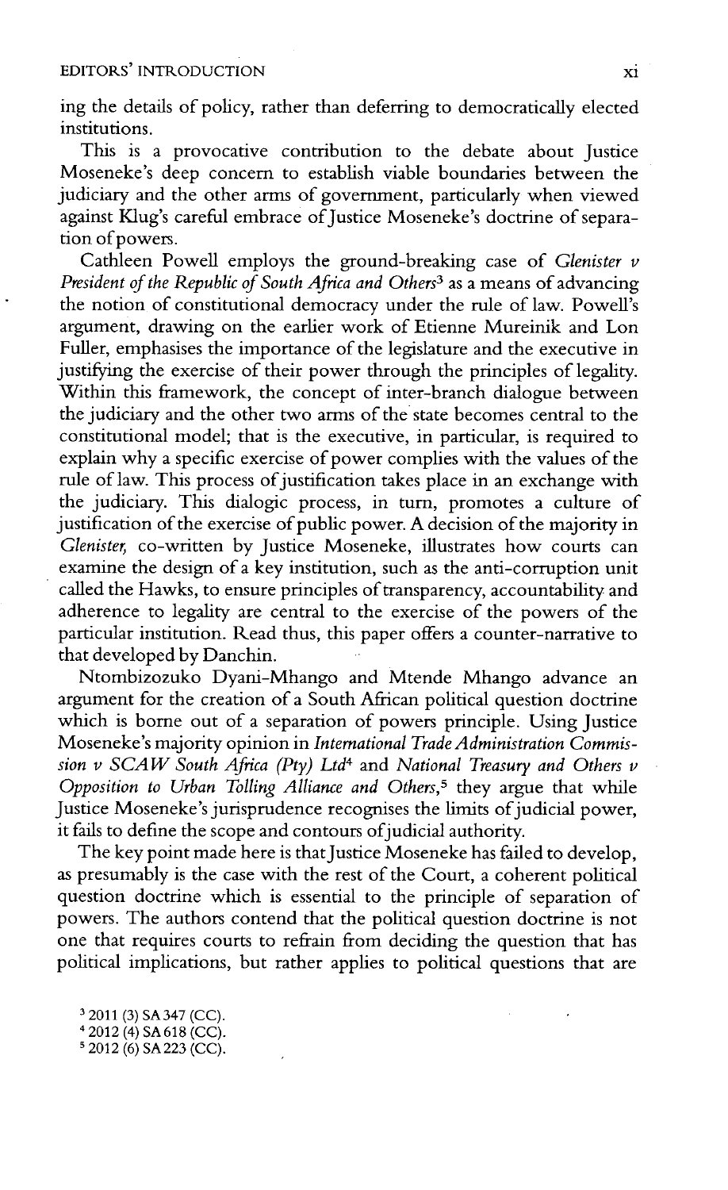ing the details of policy, rather than deferring to democratically elected institutions.

This is a provocative contribution to the debate about Justice Moseneke's deep concern to establish viable boundaries between the judiciary and the other arms of government, particularly when viewed against Klug's careful embrace of Justice Moseneke's doctrine of separation of powers.

Cathleen Powell employs the ground-breaking case of *Glenister v President of the Republic of South Africa and Others*[3] as a means of advancing the notion of constitutional democracy under the rule of law. Powell's argument, drawing on the earlier work of Etienne Mureinik and Lon Fuller, emphasises the importance of the legislature and the executive in justifying the exercise of their power through the principles of legality. Within this framework, the concept of inter-branch dialogue between the judiciary and the other two arms of the state becomes central to the constitutional model; that is the executive, in particular, is required to explain why a specific exercise of power complies with the values of the rule of law. This process of justification takes place in an exchange with the judiciary. This dialogic process, in turn, promotes a culture of justification of the exercise of public power. A decision of the majority in *Glenister*, co-written by Justice Moseneke, illustrates how courts can examine the design of a key institution, such as the anti-corruption unit called the Hawks, to ensure principles of transparency, accountability and adherence to legality are central to the exercise of the powers of the particular institution. Read thus, this paper offers a counter-narrative to that developed by Danchin.

Ntombizozuko Dyani-Mhango and Mtende Mhango advance an argument for the creation of a South African political question doctrine which is borne out of a separation of powers principle. Using Justice Moseneke's majority opinion in *International Trade Administration Commission v SCAW South Africa (Pty) Ltd*[4] and *National Treasury and Others v Opposition to Urban Tolling Alliance and Others*,[5] they argue that while Justice Moseneke's jurisprudence recognises the limits of judicial power, it fails to define the scope and contours of judicial authority.

The key point made here is that Justice Moseneke has failed to develop, as presumably is the case with the rest of the Court, a coherent political question doctrine which is essential to the principle of separation of powers. The authors contend that the political question doctrine is not one that requires courts to refrain from deciding the question that has political implications, but rather applies to political questions that are

[3] 2011 (3) SA 347 (CC).
[4] 2012 (4) SA 618 (CC).
[5] 2012 (6) SA 223 (CC).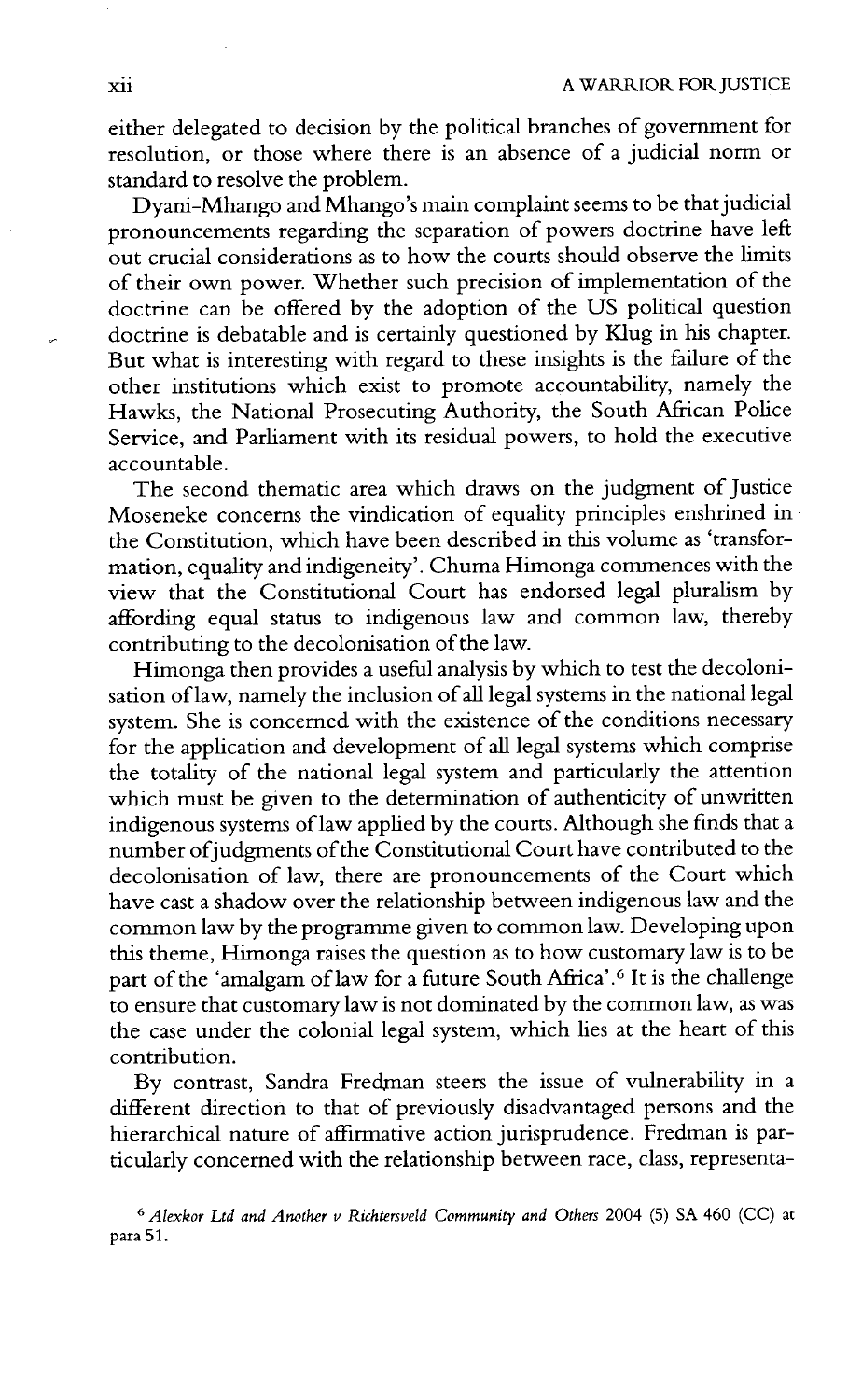either delegated to decision by the political branches of government for resolution, or those where there is an absence of a judicial norm or standard to resolve the problem.

Dyani-Mhango and Mhango's main complaint seems to be that judicial pronouncements regarding the separation of powers doctrine have left out crucial considerations as to how the courts should observe the limits of their own power. Whether such precision of implementation of the doctrine can be offered by the adoption of the US political question doctrine is debatable and is certainly questioned by Klug in his chapter. But what is interesting with regard to these insights is the failure of the other institutions which exist to promote accountability, namely the Hawks, the National Prosecuting Authority, the South African Police Service, and Parliament with its residual powers, to hold the executive accountable.

The second thematic area which draws on the judgment of Justice Moseneke concerns the vindication of equality principles enshrined in the Constitution, which have been described in this volume as 'transformation, equality and indigeneity'. Chuma Himonga commences with the view that the Constitutional Court has endorsed legal pluralism by affording equal status to indigenous law and common law, thereby contributing to the decolonisation of the law.

Himonga then provides a useful analysis by which to test the decolonisation of law, namely the inclusion of all legal systems in the national legal system. She is concerned with the existence of the conditions necessary for the application and development of all legal systems which comprise the totality of the national legal system and particularly the attention which must be given to the determination of authenticity of unwritten indigenous systems of law applied by the courts. Although she finds that a number of judgments of the Constitutional Court have contributed to the decolonisation of law, there are pronouncements of the Court which have cast a shadow over the relationship between indigenous law and the common law by the programme given to common law. Developing upon this theme, Himonga raises the question as to how customary law is to be part of the 'amalgam of law for a future South Africa'.[6] It is the challenge to ensure that customary law is not dominated by the common law, as was the case under the colonial legal system, which lies at the heart of this contribution.

By contrast, Sandra Fredman steers the issue of vulnerability in a different direction to that of previously disadvantaged persons and the hierarchical nature of affirmative action jurisprudence. Fredman is particularly concerned with the relationship between race, class, representa-

[6] *Alexkor Ltd and Another v Richtersveld Community and Others* 2004 (5) SA 460 (CC) at para 51.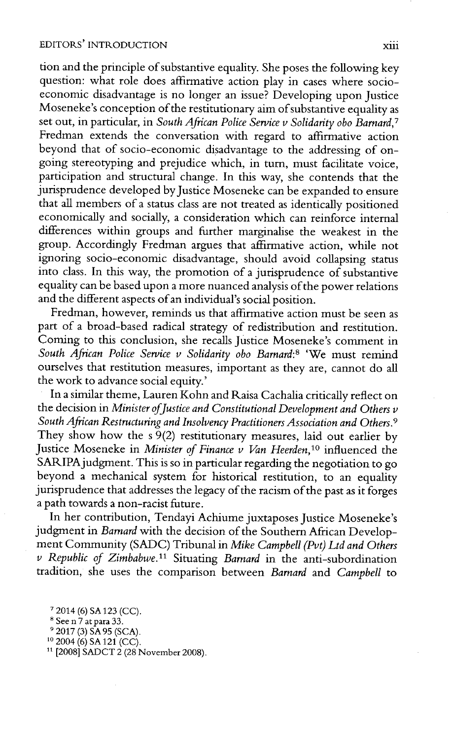tion and the principle of substantive equality. She poses the following key question: what role does affirmative action play in cases where socio-economic disadvantage is no longer an issue? Developing upon Justice Moseneke's conception of the restitutionary aim of substantive equality as set out, in particular, in *South African Police Service v Solidarity obo Barnard*,[7] Fredman extends the conversation with regard to affirmative action beyond that of socio-economic disadvantage to the addressing of on-going stereotyping and prejudice which, in turn, must facilitate voice, participation and structural change. In this way, she contends that the jurisprudence developed by Justice Moseneke can be expanded to ensure that all members of a status class are not treated as identically positioned economically and socially, a consideration which can reinforce internal differences within groups and further marginalise the weakest in the group. Accordingly Fredman argues that affirmative action, while not ignoring socio-economic disadvantage, should avoid collapsing status into class. In this way, the promotion of a jurisprudence of substantive equality can be based upon a more nuanced analysis of the power relations and the different aspects of an individual's social position.

Fredman, however, reminds us that affirmative action must be seen as part of a broad-based radical strategy of redistribution and restitution. Coming to this conclusion, she recalls Justice Moseneke's comment in *South African Police Service v Solidarity obo Barnard*:[8] 'We must remind ourselves that restitution measures, important as they are, cannot do all the work to advance social equity.'

In a similar theme, Lauren Kohn and Raisa Cachalia critically reflect on the decision in *Minister of Justice and Constitutional Development and Others v South African Restructuring and Insolvency Practitioners Association and Others*.[9] They show how the s 9(2) restitutionary measures, laid out earlier by Justice Moseneke in *Minister of Finance v Van Heerden*,[10] influenced the SARIPA judgment. This is so in particular regarding the negotiation to go beyond a mechanical system for historical restitution, to an equality jurisprudence that addresses the legacy of the racism of the past as it forges a path towards a non-racist future.

In her contribution, Tendayi Achiume juxtaposes Justice Moseneke's judgment in *Barnard* with the decision of the Southern African Development Community (SADC) Tribunal in *Mike Campbell (Pvt) Ltd and Others v Republic of Zimbabwe*.[11] Situating *Barnard* in the anti-subordination tradition, she uses the comparison between *Barnard* and *Campbell* to

[7] 2014 (6) SA 123 (CC).

[8] See n 7 at para 33.

[9] 2017 (3) SA 95 (SCA).

[10] 2004 (6) SA 121 (CC).

[11] [2008] SADCT 2 (28 November 2008).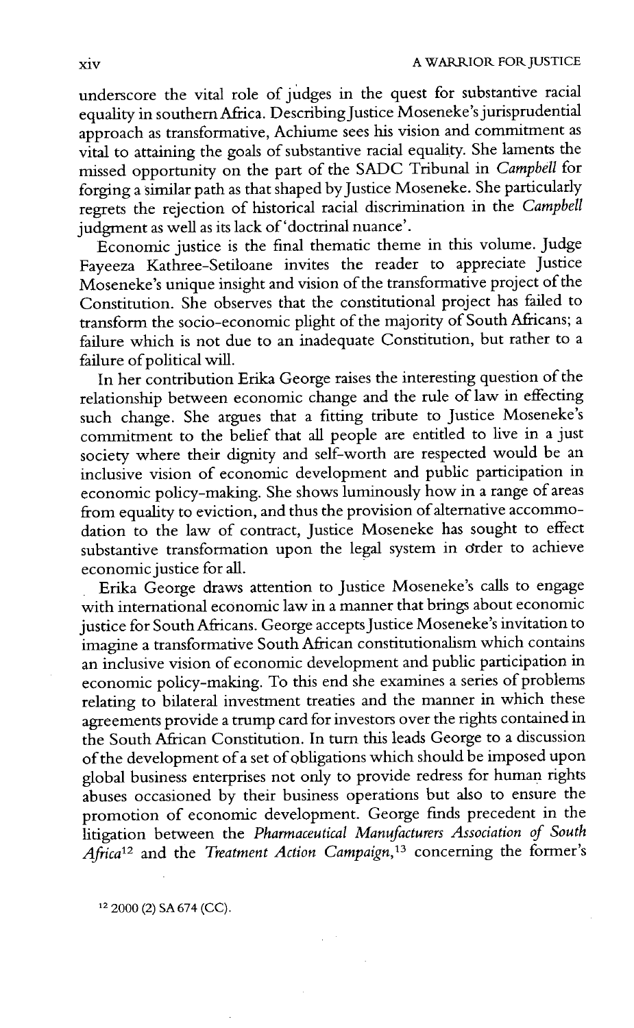underscore the vital role of judges in the quest for substantive racial equality in southern Africa. Describing Justice Moseneke's jurisprudential approach as transformative, Achiume sees his vision and commitment as vital to attaining the goals of substantive racial equality. She laments the missed opportunity on the part of the SADC Tribunal in *Campbell* for forging a similar path as that shaped by Justice Moseneke. She particularly regrets the rejection of historical racial discrimination in the *Campbell* judgment as well as its lack of 'doctrinal nuance'.

Economic justice is the final thematic theme in this volume. Judge Fayeeza Kathree-Setiloane invites the reader to appreciate Justice Moseneke's unique insight and vision of the transformative project of the Constitution. She observes that the constitutional project has failed to transform the socio-economic plight of the majority of South Africans; a failure which is not due to an inadequate Constitution, but rather to a failure of political will.

In her contribution Erika George raises the interesting question of the relationship between economic change and the rule of law in effecting such change. She argues that a fitting tribute to Justice Moseneke's commitment to the belief that all people are entitled to live in a just society where their dignity and self-worth are respected would be an inclusive vision of economic development and public participation in economic policy-making. She shows luminously how in a range of areas from equality to eviction, and thus the provision of alternative accommodation to the law of contract, Justice Moseneke has sought to effect substantive transformation upon the legal system in order to achieve economic justice for all.

Erika George draws attention to Justice Moseneke's calls to engage with international economic law in a manner that brings about economic justice for South Africans. George accepts Justice Moseneke's invitation to imagine a transformative South African constitutionalism which contains an inclusive vision of economic development and public participation in economic policy-making. To this end she examines a series of problems relating to bilateral investment treaties and the manner in which these agreements provide a trump card for investors over the rights contained in the South African Constitution. In turn this leads George to a discussion of the development of a set of obligations which should be imposed upon global business enterprises not only to provide redress for human rights abuses occasioned by their business operations but also to ensure the promotion of economic development. George finds precedent in the litigation between the *Pharmaceutical Manufacturers Association of South Africa*[12] and the *Treatment Action Campaign*,[13] concerning the former's

[12] 2000 (2) SA 674 (CC).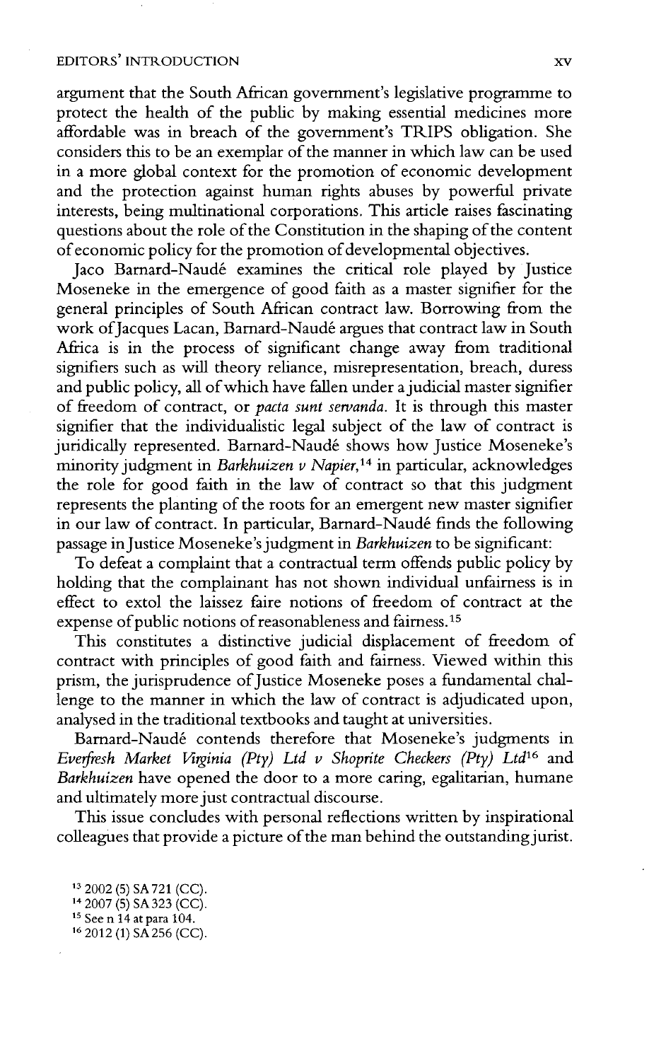argument that the South African government's legislative programme to protect the health of the public by making essential medicines more affordable was in breach of the government's TRIPS obligation. She considers this to be an exemplar of the manner in which law can be used in a more global context for the promotion of economic development and the protection against human rights abuses by powerful private interests, being multinational corporations. This article raises fascinating questions about the role of the Constitution in the shaping of the content of economic policy for the promotion of developmental objectives.

Jaco Barnard-Naudé examines the critical role played by Justice Moseneke in the emergence of good faith as a master signifier for the general principles of South African contract law. Borrowing from the work of Jacques Lacan, Barnard-Naudé argues that contract law in South Africa is in the process of significant change away from traditional signifiers such as will theory reliance, misrepresentation, breach, duress and public policy, all of which have fallen under a judicial master signifier of freedom of contract, or *pacta sunt servanda*. It is through this master signifier that the individualistic legal subject of the law of contract is juridically represented. Barnard-Naudé shows how Justice Moseneke's minority judgment in *Barkhuizen v Napier*,[14] in particular, acknowledges the role for good faith in the law of contract so that this judgment represents the planting of the roots for an emergent new master signifier in our law of contract. In particular, Barnard-Naudé finds the following passage in Justice Moseneke's judgment in *Barkhuizen* to be significant:

To defeat a complaint that a contractual term offends public policy by holding that the complainant has not shown individual unfairness is in effect to extol the laissez faire notions of freedom of contract at the expense of public notions of reasonableness and fairness.[15]

This constitutes a distinctive judicial displacement of freedom of contract with principles of good faith and fairness. Viewed within this prism, the jurisprudence of Justice Moseneke poses a fundamental challenge to the manner in which the law of contract is adjudicated upon, analysed in the traditional textbooks and taught at universities.

Barnard-Naudé contends therefore that Moseneke's judgments in *Everfresh Market Virginia (Pty) Ltd v Shoprite Checkers (Pty) Ltd*[16] and *Barkhuizen* have opened the door to a more caring, egalitarian, humane and ultimately more just contractual discourse.

This issue concludes with personal reflections written by inspirational colleagues that provide a picture of the man behind the outstanding jurist.

[13] 2002 (5) SA 721 (CC).
[14] 2007 (5) SA 323 (CC).
[15] See n 14 at para 104.
[16] 2012 (1) SA 256 (CC).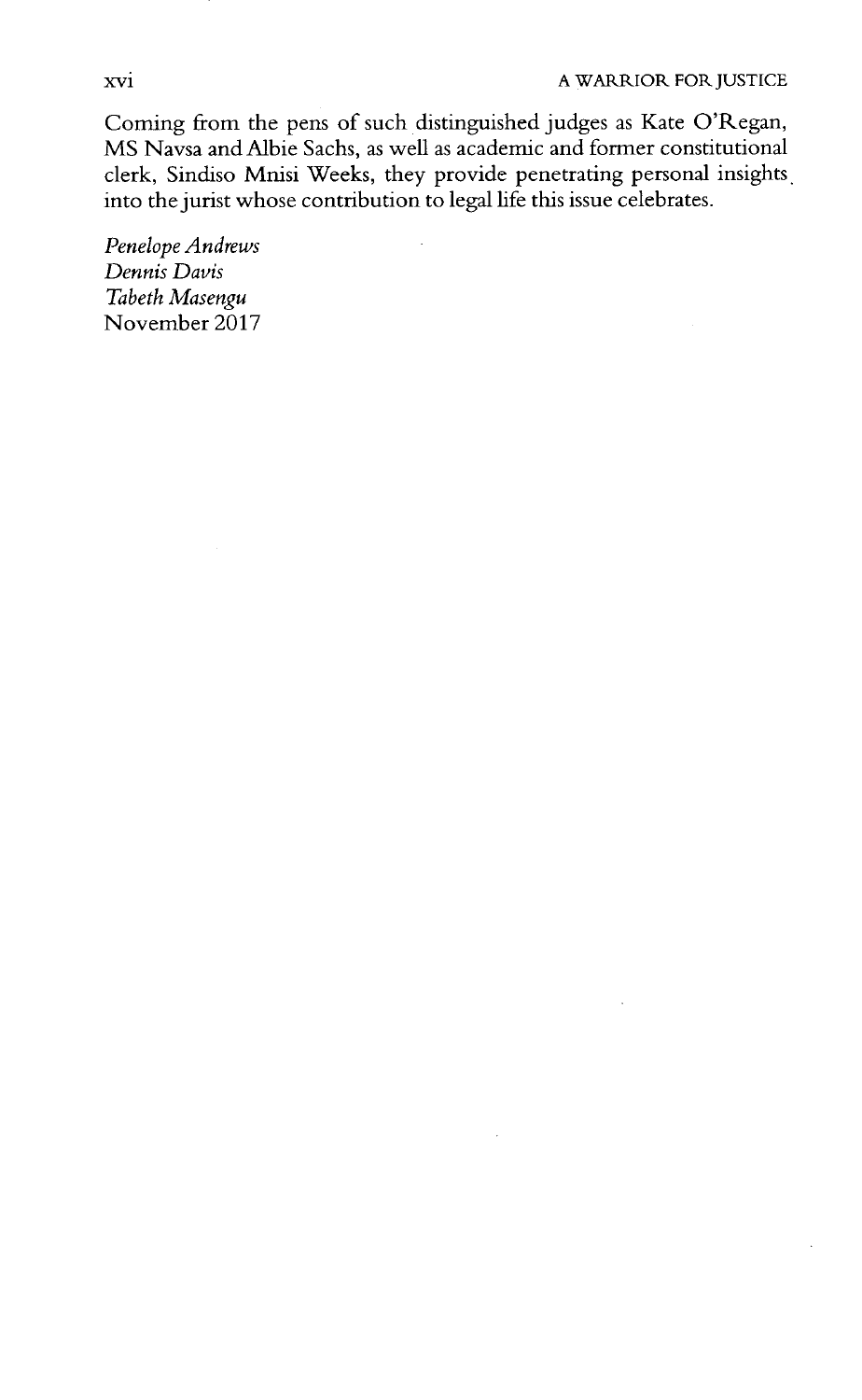Coming from the pens of such distinguished judges as Kate O'Regan, MS Navsa and Albie Sachs, as well as academic and former constitutional clerk, Sindiso Mnisi Weeks, they provide penetrating personal insights into the jurist whose contribution to legal life this issue celebrates.

*Penelope Andrews*
*Dennis Davis*
*Tabeth Masengu*
November 2017